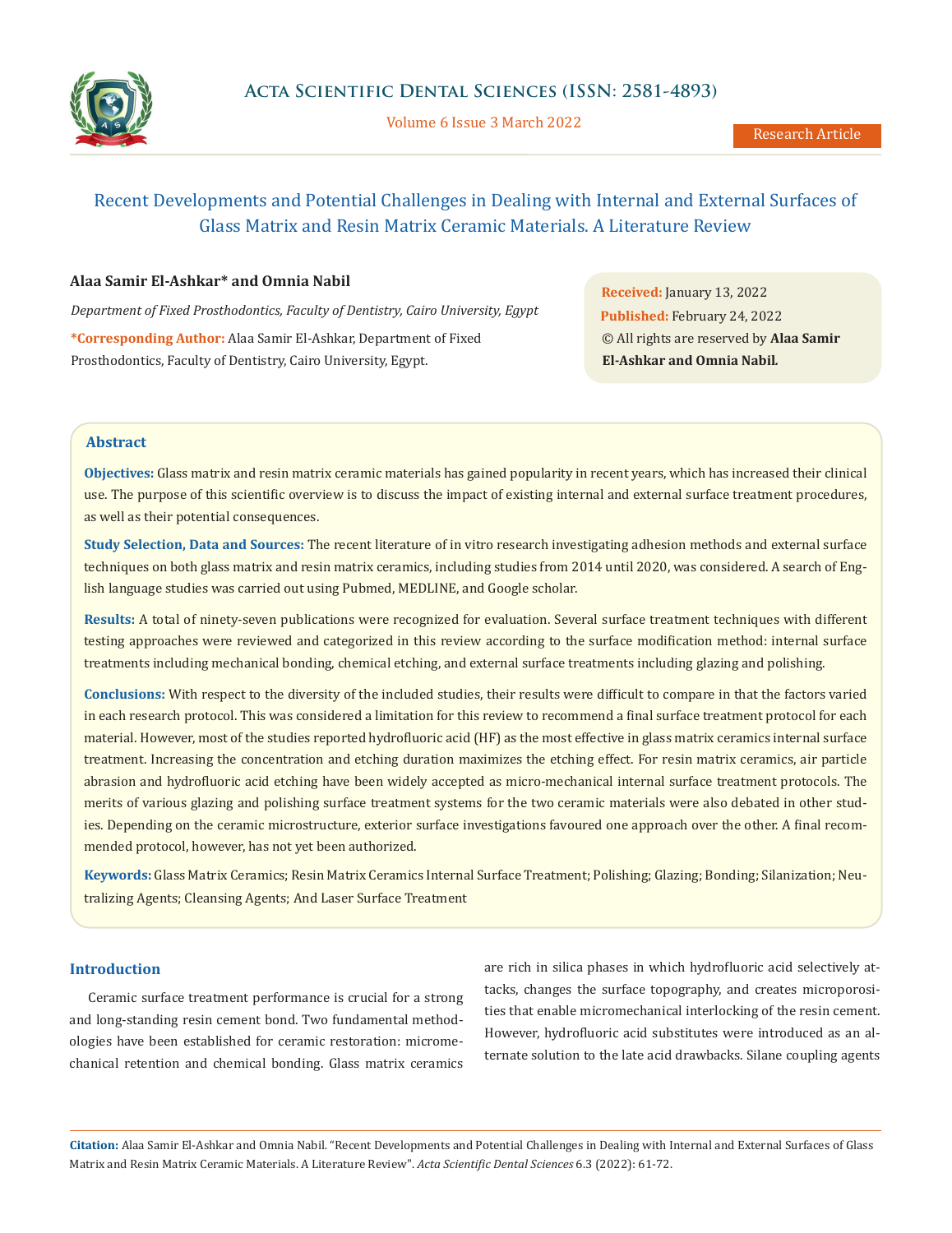Research Article

# Recent Developments and Potential Challenges in Dealing with Internal and External Surfaces of Glass Matrix and Resin Matrix Ceramic Materials. A Literature Review

**Alaa Samir El-Ashkar* and Omnia Nabil**

*Department of Fixed Prosthodontics, Faculty of Dentistry, Cairo University, Egypt*

***Corresponding Author:** Alaa Samir El-Ashkar, Department of Fixed Prosthodontics, Faculty of Dentistry, Cairo University, Egypt.

**Received:** January 13, 2022
**Published:** February 24, 2022
© All rights are reserved by **Alaa Samir El-Ashkar and Omnia Nabil.**

## Abstract

**Objectives:** Glass matrix and resin matrix ceramic materials has gained popularity in recent years, which has increased their clinical use. The purpose of this scientific overview is to discuss the impact of existing internal and external surface treatment procedures, as well as their potential consequences.

**Study Selection, Data and Sources:** The recent literature of in vitro research investigating adhesion methods and external surface techniques on both glass matrix and resin matrix ceramics, including studies from 2014 until 2020, was considered. A search of English language studies was carried out using Pubmed, MEDLINE, and Google scholar.

**Results:** A total of ninety-seven publications were recognized for evaluation. Several surface treatment techniques with different testing approaches were reviewed and categorized in this review according to the surface modification method: internal surface treatments including mechanical bonding, chemical etching, and external surface treatments including glazing and polishing.

**Conclusions:** With respect to the diversity of the included studies, their results were difficult to compare in that the factors varied in each research protocol. This was considered a limitation for this review to recommend a final surface treatment protocol for each material. However, most of the studies reported hydrofluoric acid (HF) as the most effective in glass matrix ceramics internal surface treatment. Increasing the concentration and etching duration maximizes the etching effect. For resin matrix ceramics, air particle abrasion and hydrofluoric acid etching have been widely accepted as micro-mechanical internal surface treatment protocols. The merits of various glazing and polishing surface treatment systems for the two ceramic materials were also debated in other studies. Depending on the ceramic microstructure, exterior surface investigations favoured one approach over the other. A final recommended protocol, however, has not yet been authorized.

**Keywords:** Glass Matrix Ceramics; Resin Matrix Ceramics Internal Surface Treatment; Polishing; Glazing; Bonding; Silanization; Neutralizing Agents; Cleansing Agents; And Laser Surface Treatment

## Introduction

Ceramic surface treatment performance is crucial for a strong and long-standing resin cement bond. Two fundamental methodologies have been established for ceramic restoration: micromechanical retention and chemical bonding. Glass matrix ceramics are rich in silica phases in which hydrofluoric acid selectively attacks, changes the surface topography, and creates microporosities that enable micromechanical interlocking of the resin cement. However, hydrofluoric acid substitutes were introduced as an alternate solution to the late acid drawbacks. Silane coupling agents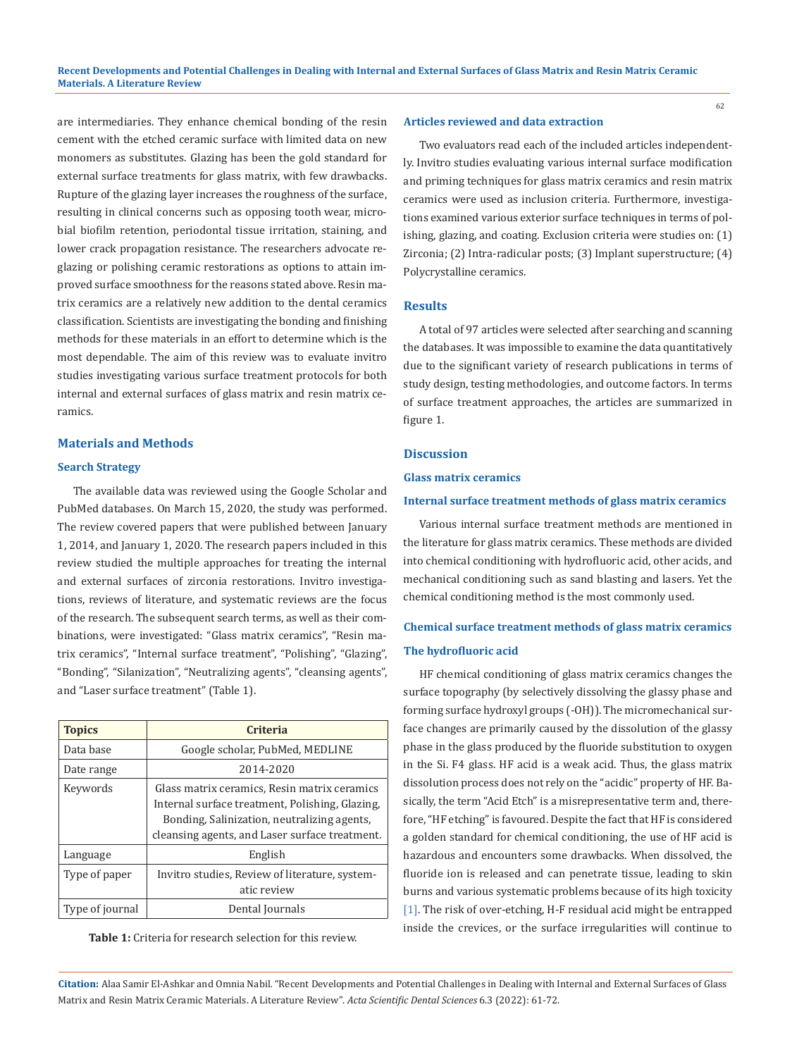are intermediaries. They enhance chemical bonding of the resin cement with the etched ceramic surface with limited data on new monomers as substitutes. Glazing has been the gold standard for external surface treatments for glass matrix, with few drawbacks. Rupture of the glazing layer increases the roughness of the surface, resulting in clinical concerns such as opposing tooth wear, microbial biofilm retention, periodontal tissue irritation, staining, and lower crack propagation resistance. The researchers advocate reglazing or polishing ceramic restorations as options to attain improved surface smoothness for the reasons stated above. Resin matrix ceramics are a relatively new addition to the dental ceramics classification. Scientists are investigating the bonding and finishing methods for these materials in an effort to determine which is the most dependable. The aim of this review was to evaluate invitro studies investigating various surface treatment protocols for both internal and external surfaces of glass matrix and resin matrix ceramics.

## Materials and Methods

### Search Strategy

The available data was reviewed using the Google Scholar and PubMed databases. On March 15, 2020, the study was performed. The review covered papers that were published between January 1, 2014, and January 1, 2020. The research papers included in this review studied the multiple approaches for treating the internal and external surfaces of zirconia restorations. Invitro investigations, reviews of literature, and systematic reviews are the focus of the research. The subsequent search terms, as well as their combinations, were investigated: "Glass matrix ceramics", "Resin matrix ceramics", "Internal surface treatment", "Polishing", "Glazing", "Bonding", "Silanization", "Neutralizing agents", "cleansing agents", and "Laser surface treatment" (Table 1).

| Topics | Criteria |
|---|---|
| Data base | Google scholar, PubMed, MEDLINE |
| Date range | 2014-2020 |
| Keywords | Glass matrix ceramics, Resin matrix ceramics Internal surface treatment, Polishing, Glazing, Bonding, Salinization, neutralizing agents, cleansing agents, and Laser surface treatment. |
| Language | English |
| Type of paper | Invitro studies, Review of literature, systematic review |
| Type of journal | Dental Journals |

**Table 1:** Criteria for research selection for this review.

### Articles reviewed and data extraction

Two evaluators read each of the included articles independently. Invitro studies evaluating various internal surface modification and priming techniques for glass matrix ceramics and resin matrix ceramics were used as inclusion criteria. Furthermore, investigations examined various exterior surface techniques in terms of polishing, glazing, and coating. Exclusion criteria were studies on: (1) Zirconia; (2) Intra-radicular posts; (3) Implant superstructure; (4) Polycrystalline ceramics.

## Results

A total of 97 articles were selected after searching and scanning the databases. It was impossible to examine the data quantitatively due to the significant variety of research publications in terms of study design, testing methodologies, and outcome factors. In terms of surface treatment approaches, the articles are summarized in figure 1.

## Discussion

### Glass matrix ceramics

### Internal surface treatment methods of glass matrix ceramics

Various internal surface treatment methods are mentioned in the literature for glass matrix ceramics. These methods are divided into chemical conditioning with hydrofluoric acid, other acids, and mechanical conditioning such as sand blasting and lasers. Yet the chemical conditioning method is the most commonly used.

### Chemical surface treatment methods of glass matrix ceramics

### The hydrofluoric acid

HF chemical conditioning of glass matrix ceramics changes the surface topography (by selectively dissolving the glassy phase and forming surface hydroxyl groups (-OH)). The micromechanical surface changes are primarily caused by the dissolution of the glassy phase in the glass produced by the fluoride substitution to oxygen in the Si. F4 glass. HF acid is a weak acid. Thus, the glass matrix dissolution process does not rely on the "acidic" property of HF. Basically, the term "Acid Etch" is a misrepresentative term and, therefore, "HF etching" is favoured. Despite the fact that HF is considered a golden standard for chemical conditioning, the use of HF acid is hazardous and encounters some drawbacks. When dissolved, the fluoride ion is released and can penetrate tissue, leading to skin burns and various systematic problems because of its high toxicity [1]. The risk of over-etching, H-F residual acid might be entrapped inside the crevices, or the surface irregularities will continue to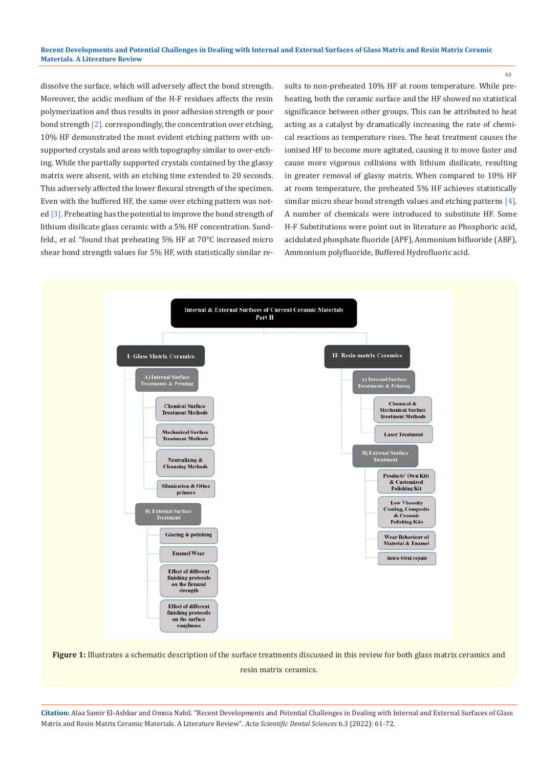dissolve the surface, which will adversely affect the bond strength. Moreover, the acidic medium of the H-F residues affects the resin polymerization and thus results in poor adhesion strength or poor bond strength [2]. correspondingly, the concentration over etching, 10% HF demonstrated the most evident etching pattern with unsupported crystals and areas with topography similar to over-etching. While the partially supported crystals contained by the glassy matrix were absent, with an etching time extended to 20 seconds. This adversely affected the lower flexural strength of the specimen. Even with the buffered HF, the same over etching pattern was noted [3]. Preheating has the potential to improve the bond strength of lithium disilicate glass ceramic with a 5% HF concentration. Sundfeld., *et al*. "found that preheating 5% HF at 70°C increased micro shear bond strength values for 5% HF, with statistically similar results to non-preheated 10% HF at room temperature. While preheating, both the ceramic surface and the HF showed no statistical significance between other groups. This can be attributed to heat acting as a catalyst by dramatically increasing the rate of chemical reactions as temperature rises. The heat treatment causes the ionised HF to become more agitated, causing it to move faster and cause more vigorous collisions with lithium disilicate, resulting in greater removal of glassy matrix. When compared to 10% HF at room temperature, the preheated 5% HF achieves statistically similar micro shear bond strength values and etching patterns [4]. A number of chemicals were introduced to substitute HF. Some H-F Substitutions were point out in literature as Phosphoric acid, acidulated phosphate fluoride (APF), Ammonium bifluoride (ABF), Ammonium polyfluoride, Buffered Hydrofluoric acid.

**Internal & External Surfaces of Current Ceramic Materials Part II**

- I- Glass Matrix Ceramics
  - A) Internal Surface Treatments & Priming
    - Chemical Surface Treatment Methods
    - Mechanical Surface Treatment Methods
    - Neutralizing & Cleansing Methods
    - Silanization & Other primers
  - B) External Surface Treatment
    - Glazing & polishing
    - Enamel Wear
    - Effect of different finishing protocols on the flexural strength
    - Effect of different finishing protocols on the surface roughness
- II- Resin matrix Ceramics
  - A) Internal Surface Treatments & Priming
    - Chemical & Mechanical Surface Treatment Methods
    - Laser Treatment
  - B) External Surface Treatment
    - Products' Own Kits & Customized Polishing Kit
    - Low Viscosity Coating, Composite & Ceramic Polishing Kits
    - Wear Behaviour of Material & Enamel
    - Intra-Oral repair

**Figure 1:** Illustrates a schematic description of the surface treatments discussed in this review for both glass matrix ceramics and resin matrix ceramics.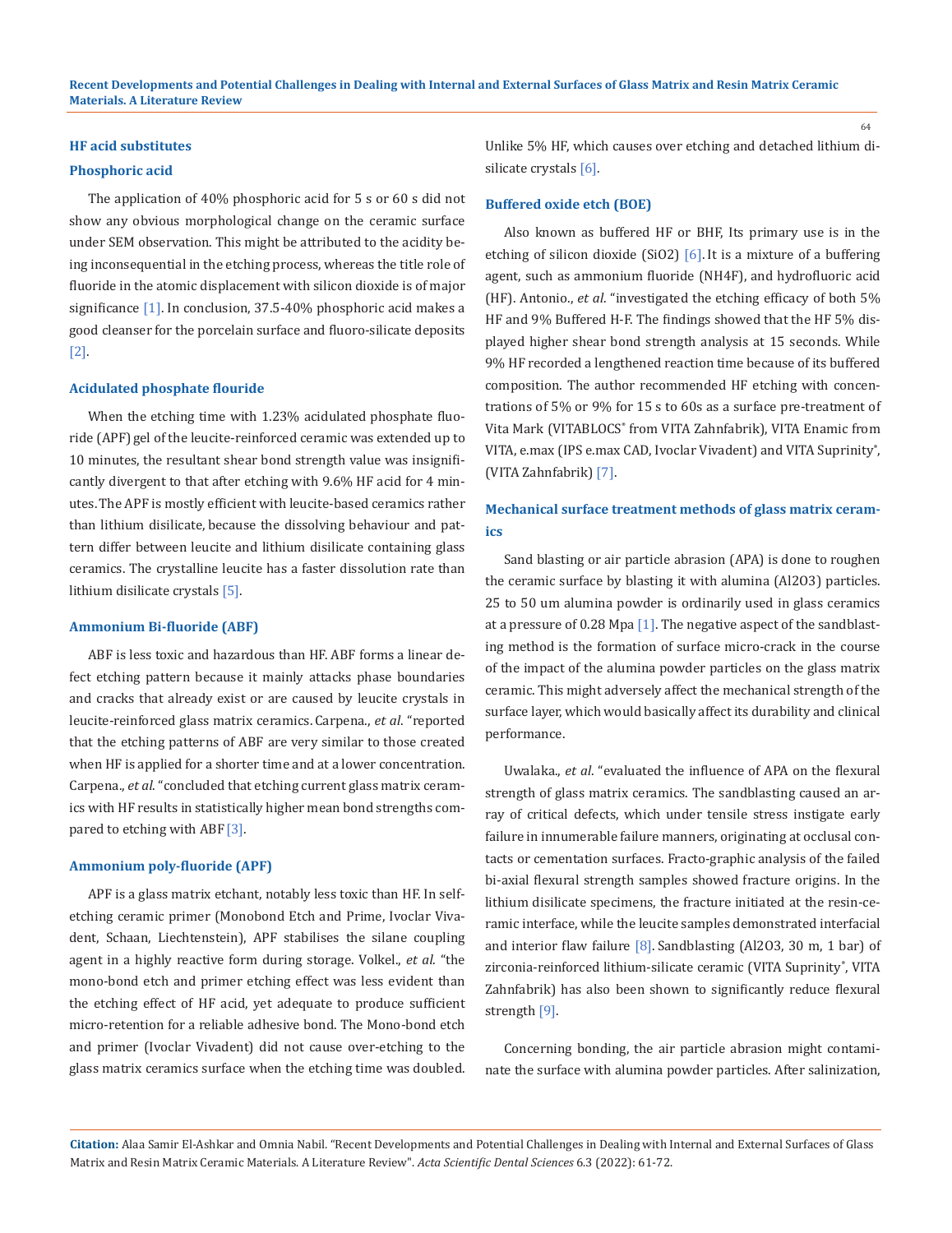### HF acid substitutes

### Phosphoric acid

The application of 40% phosphoric acid for 5 s or 60 s did not show any obvious morphological change on the ceramic surface under SEM observation. This might be attributed to the acidity being inconsequential in the etching process, whereas the title role of fluoride in the atomic displacement with silicon dioxide is of major significance [1]. In conclusion, 37.5-40% phosphoric acid makes a good cleanser for the porcelain surface and fluoro-silicate deposits [2].

### Acidulated phosphate flouride

When the etching time with 1.23% acidulated phosphate fluoride (APF) gel of the leucite-reinforced ceramic was extended up to 10 minutes, the resultant shear bond strength value was insignificantly divergent to that after etching with 9.6% HF acid for 4 minutes. The APF is mostly efficient with leucite-based ceramics rather than lithium disilicate, because the dissolving behaviour and pattern differ between leucite and lithium disilicate containing glass ceramics. The crystalline leucite has a faster dissolution rate than lithium disilicate crystals [5].

### Ammonium Bi-fluoride (ABF)

ABF is less toxic and hazardous than HF. ABF forms a linear defect etching pattern because it mainly attacks phase boundaries and cracks that already exist or are caused by leucite crystals in leucite-reinforced glass matrix ceramics. Carpena., *et al*. "reported that the etching patterns of ABF are very similar to those created when HF is applied for a shorter time and at a lower concentration. Carpena., *et al*. "concluded that etching current glass matrix ceramics with HF results in statistically higher mean bond strengths compared to etching with ABF [3].

### Ammonium poly-fluoride (APF)

APF is a glass matrix etchant, notably less toxic than HF. In self-etching ceramic primer (Monobond Etch and Prime, Ivoclar Vivadent, Schaan, Liechtenstein), APF stabilises the silane coupling agent in a highly reactive form during storage. Volkel., *et al*. "the mono-bond etch and primer etching effect was less evident than the etching effect of HF acid, yet adequate to produce sufficient micro-retention for a reliable adhesive bond. The Mono-bond etch and primer (Ivoclar Vivadent) did not cause over-etching to the glass matrix ceramics surface when the etching time was doubled. Unlike 5% HF, which causes over etching and detached lithium disilicate crystals [6].

### Buffered oxide etch (BOE)

Also known as buffered HF or BHF, Its primary use is in the etching of silicon dioxide ($SiO_2$) [6]. It is a mixture of a buffering agent, such as ammonium fluoride ($NH_4F$), and hydrofluoric acid (HF). Antonio., *et al*. "investigated the etching efficacy of both 5% HF and 9% Buffered H-F. The findings showed that the HF 5% displayed higher shear bond strength analysis at 15 seconds. While 9% HF recorded a lengthened reaction time because of its buffered composition. The author recommended HF etching with concentrations of 5% or 9% for 15 s to 60s as a surface pre-treatment of Vita Mark (VITABLOCS® from VITA Zahnfabrik), VITA Enamic from VITA, e.max (IPS e.max CAD, Ivoclar Vivadent) and VITA Suprinity®, (VITA Zahnfabrik) [7].

### Mechanical surface treatment methods of glass matrix ceramics

Sand blasting or air particle abrasion (APA) is done to roughen the ceramic surface by blasting it with alumina ($Al_2O_3$) particles. 25 to 50 um alumina powder is ordinarily used in glass ceramics at a pressure of 0.28 Mpa [1]. The negative aspect of the sandblasting method is the formation of surface micro-crack in the course of the impact of the alumina powder particles on the glass matrix ceramic. This might adversely affect the mechanical strength of the surface layer, which would basically affect its durability and clinical performance.

Uwalaka., *et al*. "evaluated the influence of APA on the flexural strength of glass matrix ceramics. The sandblasting caused an array of critical defects, which under tensile stress instigate early failure in innumerable failure manners, originating at occlusal contacts or cementation surfaces. Fracto-graphic analysis of the failed bi-axial flexural strength samples showed fracture origins. In the lithium disilicate specimens, the fracture initiated at the resin-ceramic interface, while the leucite samples demonstrated interfacial and interior flaw failure [8]. Sandblasting ($Al_2O_3$, 30 m, 1 bar) of zirconia-reinforced lithium-silicate ceramic (VITA Suprinity®, VITA Zahnfabrik) has also been shown to significantly reduce flexural strength [9].

Concerning bonding, the air particle abrasion might contaminate the surface with alumina powder particles. After salinization,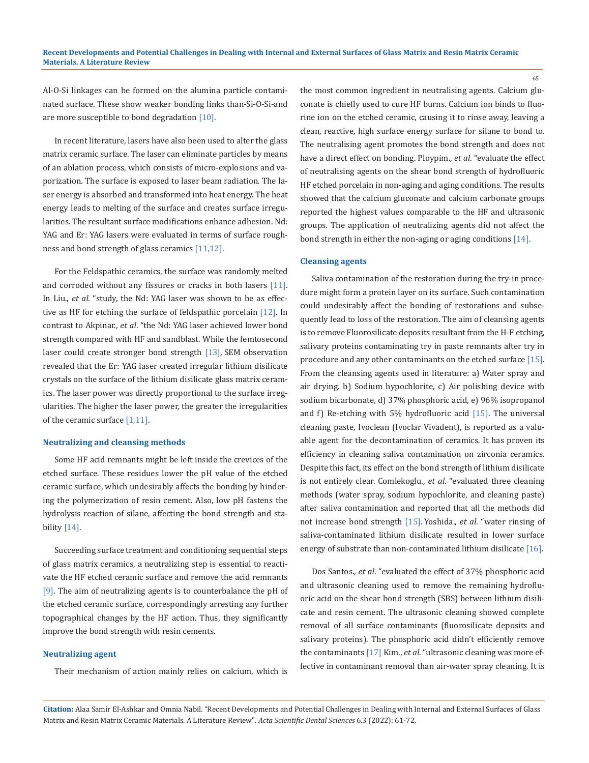Al-O-Si linkages can be formed on the alumina particle contaminated surface. These show weaker bonding links than-Si-O-Si-and are more susceptible to bond degradation [10].

In recent literature, lasers have also been used to alter the glass matrix ceramic surface. The laser can eliminate particles by means of an ablation process, which consists of micro-explosions and vaporization. The surface is exposed to laser beam radiation. The laser energy is absorbed and transformed into heat energy. The heat energy leads to melting of the surface and creates surface irregularities. The resultant surface modifications enhance adhesion. Nd: YAG and Er: YAG lasers were evaluated in terms of surface roughness and bond strength of glass ceramics [11,12].

For the Feldspathic ceramics, the surface was randomly melted and corroded without any fissures or cracks in both lasers [11]. In Liu., *et al*. "study, the Nd: YAG laser was shown to be as effective as HF for etching the surface of feldspathic porcelain [12]. In contrast to Akpinar., *et al*. "the Nd: YAG laser achieved lower bond strength compared with HF and sandblast. While the femtosecond laser could create stronger bond strength [13], SEM observation revealed that the Er: YAG laser created irregular lithium disilicate crystals on the surface of the lithium disilicate glass matrix ceramics. The laser power was directly proportional to the surface irregularities. The higher the laser power, the greater the irregularities of the ceramic surface [1,11].

## Neutralizing and cleansing methods

Some HF acid remnants might be left inside the crevices of the etched surface. These residues lower the pH value of the etched ceramic surface, which undesirably affects the bonding by hindering the polymerization of resin cement. Also, low pH fastens the hydrolysis reaction of silane, affecting the bond strength and stability [14].

Succeeding surface treatment and conditioning sequential steps of glass matrix ceramics, a neutralizing step is essential to reactivate the HF etched ceramic surface and remove the acid remnants [9]. The aim of neutralizing agents is to counterbalance the pH of the etched ceramic surface, correspondingly arresting any further topographical changes by the HF action. Thus, they significantly improve the bond strength with resin cements.

### Neutralizing agent

Their mechanism of action mainly relies on calcium, which is the most common ingredient in neutralising agents. Calcium gluconate is chiefly used to cure HF burns. Calcium ion binds to fluorine ion on the etched ceramic, causing it to rinse away, leaving a clean, reactive, high surface energy surface for silane to bond to. The neutralising agent promotes the bond strength and does not have a direct effect on bonding. Ploypim., *et al*. "evaluate the effect of neutralising agents on the shear bond strength of hydrofluoric HF etched porcelain in non-aging and aging conditions. The results showed that the calcium gluconate and calcium carbonate groups reported the highest values comparable to the HF and ultrasonic groups. The application of neutralizing agents did not affect the bond strength in either the non-aging or aging conditions [14].

### Cleansing agents

Saliva contamination of the restoration during the try-in procedure might form a protein layer on its surface. Such contamination could undesirably affect the bonding of restorations and subsequently lead to loss of the restoration. The aim of cleansing agents is to remove Fluorosilicate deposits resultant from the H-F etching, salivary proteins contaminating try in paste remnants after try in procedure and any other contaminants on the etched surface [15]. From the cleansing agents used in literature: a) Water spray and air drying. b) Sodium hypochlorite, c) Air polishing device with sodium bicarbonate, d) 37% phosphoric acid, e) 96% isopropanol and f) Re-etching with 5% hydrofluoric acid [15]. The universal cleaning paste, Ivoclean (Ivoclar Vivadent), is reported as a valuable agent for the decontamination of ceramics. It has proven its efficiency in cleaning saliva contamination on zirconia ceramics. Despite this fact, its effect on the bond strength of lithium disilicate is not entirely clear. Comlekoglu., *et al*. "evaluated three cleaning methods (water spray, sodium hypochlorite, and cleaning paste) after saliva contamination and reported that all the methods did not increase bond strength [15]. Yoshida., *et al*. "water rinsing of saliva-contaminated lithium disilicate resulted in lower surface energy of substrate than non-contaminated lithium disilicate [16].

Dos Santos., *et al*. "evaluated the effect of 37% phosphoric acid and ultrasonic cleaning used to remove the remaining hydrofluoric acid on the shear bond strength (SBS) between lithium disilicate and resin cement. The ultrasonic cleaning showed complete removal of all surface contaminants (fluorosilicate deposits and salivary proteins). The phosphoric acid didn't efficiently remove the contaminants [17] Kim., *et al*. "ultrasonic cleaning was more effective in contaminant removal than air-water spray cleaning. It is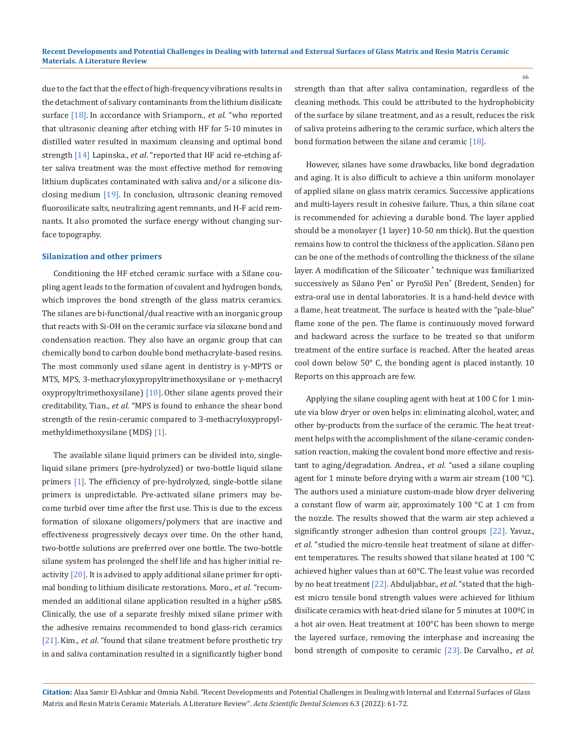due to the fact that the effect of high-frequency vibrations results in the detachment of salivary contaminants from the lithium disilicate surface [18]. In accordance with Sriamporn., *et al.* "who reported that ultrasonic cleaning after etching with HF for 5-10 minutes in distilled water resulted in maximum cleansing and optimal bond strength [14] Lapinska., *et al.* "reported that HF acid re-etching after saliva treatment was the most effective method for removing lithium duplicates contaminated with saliva and/or a silicone disclosing medium [19]. In conclusion, ultrasonic cleaning removed fluorosilicate salts, neutralizing agent remnants, and H-F acid remnants. It also promoted the surface energy without changing surface topography.

### Silanization and other primers

Conditioning the HF etched ceramic surface with a Silane coupling agent leads to the formation of covalent and hydrogen bonds, which improves the bond strength of the glass matrix ceramics. The silanes are bi-functional/dual reactive with an inorganic group that reacts with Si-OH on the ceramic surface via siloxane bond and condensation reaction. They also have an organic group that can chemically bond to carbon double bond methacrylate-based resins. The most commonly used silane agent in dentistry is γ-MPTS or MTS, MPS, 3-methacryloxypropyltrimethoxysilane or γ-methacryl oxypropyltrimethoxysilane) [10]. Other silane agents proved their creditability, Tian., *et al.* "MPS is found to enhance the shear bond strength of the resin-ceramic compared to 3-methacryloxypropylmethyldimethoxysilane (MDS) [1].

The available silane liquid primers can be divided into, single-liquid silane primers (pre-hydrolyzed) or two-bottle liquid silane primers [1]. The efficiency of pre-hydrolyzed, single-bottle silane primers is unpredictable. Pre-activated silane primers may become turbid over time after the first use. This is due to the excess formation of siloxane oligomers/polymers that are inactive and effectiveness progressively decays over time. On the other hand, two-bottle solutions are preferred over one bottle. The two-bottle silane system has prolonged the shelf life and has higher initial reactivity [20]. It is advised to apply additional silane primer for optimal bonding to lithium disilicate restorations. Moro., *et al.* "recommended an additional silane application resulted in a higher µSBS. Clinically, the use of a separate freshly mixed silane primer with the adhesive remains recommended to bond glass-rich ceramics [21]. Kim., *et al.* "found that silane treatment before prosthetic try in and saliva contamination resulted in a significantly higher bond strength than that after saliva contamination, regardless of the cleaning methods. This could be attributed to the hydrophobicity of the surface by silane treatment, and as a result, reduces the risk of saliva proteins adhering to the ceramic surface, which alters the bond formation between the silane and ceramic [18].

However, silanes have some drawbacks, like bond degradation and aging. It is also difficult to achieve a thin uniform monolayer of applied silane on glass matrix ceramics. Successive applications and multi-layers result in cohesive failure. Thus, a thin silane coat is recommended for achieving a durable bond. The layer applied should be a monolayer (1 layer) 10-50 nm thick). But the question remains how to control the thickness of the application. Silano pen can be one of the methods of controlling the thickness of the silane layer. A modification of the Silicoater ® technique was familiarized successively as Silano Pen® or PyroSil Pen® (Bredent, Senden) for extra-oral use in dental laboratories. It is a hand-held device with a flame, heat treatment. The surface is heated with the "pale-blue" flame zone of the pen. The flame is continuously moved forward and backward across the surface to be treated so that uniform treatment of the entire surface is reached. After the heated areas cool down below 50° C, the bonding agent is placed instantly. 10 Reports on this approach are few.

Applying the silane coupling agent with heat at 100 C for 1 minute via blow dryer or oven helps in: eliminating alcohol, water, and other by-products from the surface of the ceramic. The heat treatment helps with the accomplishment of the silane-ceramic condensation reaction, making the covalent bond more effective and resistant to aging/degradation. Andrea., *et al.* "used a silane coupling agent for 1 minute before drying with a warm air stream (100 °C). The authors used a miniature custom-made blow dryer delivering a constant flow of warm air, approximately 100 °C at 1 cm from the nozzle. The results showed that the warm air step achieved a significantly stronger adhesion than control groups [22]. Yavuz., *et al.* "studied the micro-tensile heat treatment of silane at different temperatures. The results showed that silane heated at 100 °C achieved higher values than at 60°C. The least value was recorded by no heat treatment [22]. Abduljabbar., *et al.* "stated that the highest micro tensile bond strength values were achieved for lithium disilicate ceramics with heat-dried silane for 5 minutes at 100ºC in a hot air oven. Heat treatment at 100°C has been shown to merge the layered surface, removing the interphase and increasing the bond strength of composite to ceramic [23]. De Carvalho., *et al.*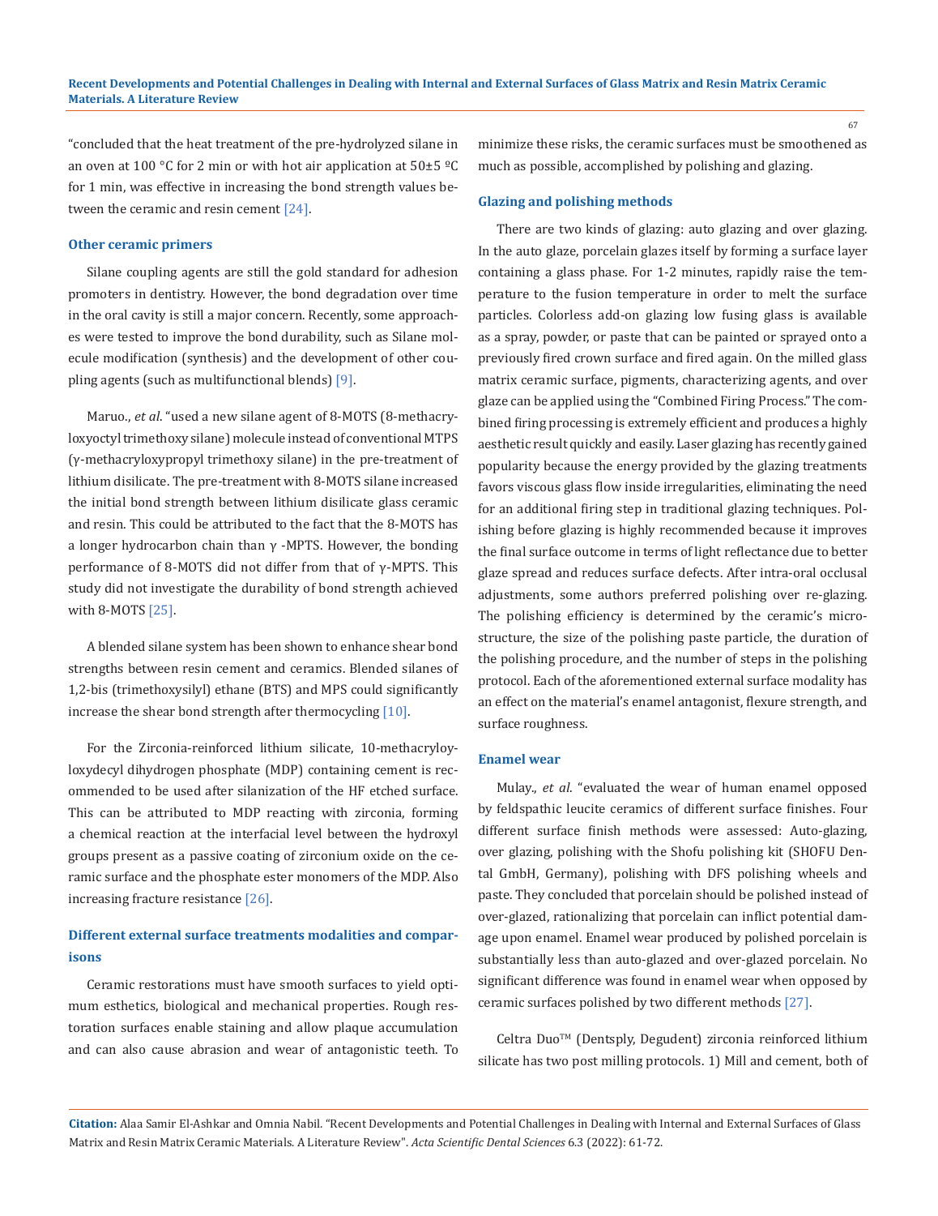"concluded that the heat treatment of the pre-hydrolyzed silane in an oven at 100 °C for 2 min or with hot air application at 50±5 ºC for 1 min, was effective in increasing the bond strength values between the ceramic and resin cement [24].

### Other ceramic primers

Silane coupling agents are still the gold standard for adhesion promoters in dentistry. However, the bond degradation over time in the oral cavity is still a major concern. Recently, some approaches were tested to improve the bond durability, such as Silane molecule modification (synthesis) and the development of other coupling agents (such as multifunctional blends) [9].

Maruo., *et al*. "used a new silane agent of 8-MOTS (8-methacryloxyoctyl trimethoxy silane) molecule instead of conventional MTPS (γ-methacryloxypropyl trimethoxy silane) in the pre-treatment of lithium disilicate. The pre-treatment with 8-MOTS silane increased the initial bond strength between lithium disilicate glass ceramic and resin. This could be attributed to the fact that the 8-MOTS has a longer hydrocarbon chain than γ -MPTS. However, the bonding performance of 8-MOTS did not differ from that of γ-MPTS. This study did not investigate the durability of bond strength achieved with 8-MOTS [25].

A blended silane system has been shown to enhance shear bond strengths between resin cement and ceramics. Blended silanes of 1,2-bis (trimethoxysilyl) ethane (BTS) and MPS could significantly increase the shear bond strength after thermocycling [10].

For the Zirconia-reinforced lithium silicate, 10-methacryloyloxydecyl dihydrogen phosphate (MDP) containing cement is recommended to be used after silanization of the HF etched surface. This can be attributed to MDP reacting with zirconia, forming a chemical reaction at the interfacial level between the hydroxyl groups present as a passive coating of zirconium oxide on the ceramic surface and the phosphate ester monomers of the MDP. Also increasing fracture resistance [26].

### Different external surface treatments modalities and comparisons

Ceramic restorations must have smooth surfaces to yield optimum esthetics, biological and mechanical properties. Rough restoration surfaces enable staining and allow plaque accumulation and can also cause abrasion and wear of antagonistic teeth. To minimize these risks, the ceramic surfaces must be smoothened as much as possible, accomplished by polishing and glazing.

### Glazing and polishing methods

There are two kinds of glazing: auto glazing and over glazing. In the auto glaze, porcelain glazes itself by forming a surface layer containing a glass phase. For 1-2 minutes, rapidly raise the temperature to the fusion temperature in order to melt the surface particles. Colorless add-on glazing low fusing glass is available as a spray, powder, or paste that can be painted or sprayed onto a previously fired crown surface and fired again. On the milled glass matrix ceramic surface, pigments, characterizing agents, and over glaze can be applied using the "Combined Firing Process." The combined firing processing is extremely efficient and produces a highly aesthetic result quickly and easily. Laser glazing has recently gained popularity because the energy provided by the glazing treatments favors viscous glass flow inside irregularities, eliminating the need for an additional firing step in traditional glazing techniques. Polishing before glazing is highly recommended because it improves the final surface outcome in terms of light reflectance due to better glaze spread and reduces surface defects. After intra-oral occlusal adjustments, some authors preferred polishing over re-glazing. The polishing efficiency is determined by the ceramic's microstructure, the size of the polishing paste particle, the duration of the polishing procedure, and the number of steps in the polishing protocol. Each of the aforementioned external surface modality has an effect on the material's enamel antagonist, flexure strength, and surface roughness.

### Enamel wear

Mulay., *et al*. "evaluated the wear of human enamel opposed by feldspathic leucite ceramics of different surface finishes. Four different surface finish methods were assessed: Auto-glazing, over glazing, polishing with the Shofu polishing kit (SHOFU Dental GmbH, Germany), polishing with DFS polishing wheels and paste. They concluded that porcelain should be polished instead of over-glazed, rationalizing that porcelain can inflict potential damage upon enamel. Enamel wear produced by polished porcelain is substantially less than auto-glazed and over-glazed porcelain. No significant difference was found in enamel wear when opposed by ceramic surfaces polished by two different methods [27].

Celtra Duo™ (Dentsply, Degudent) zirconia reinforced lithium silicate has two post milling protocols. 1) Mill and cement, both of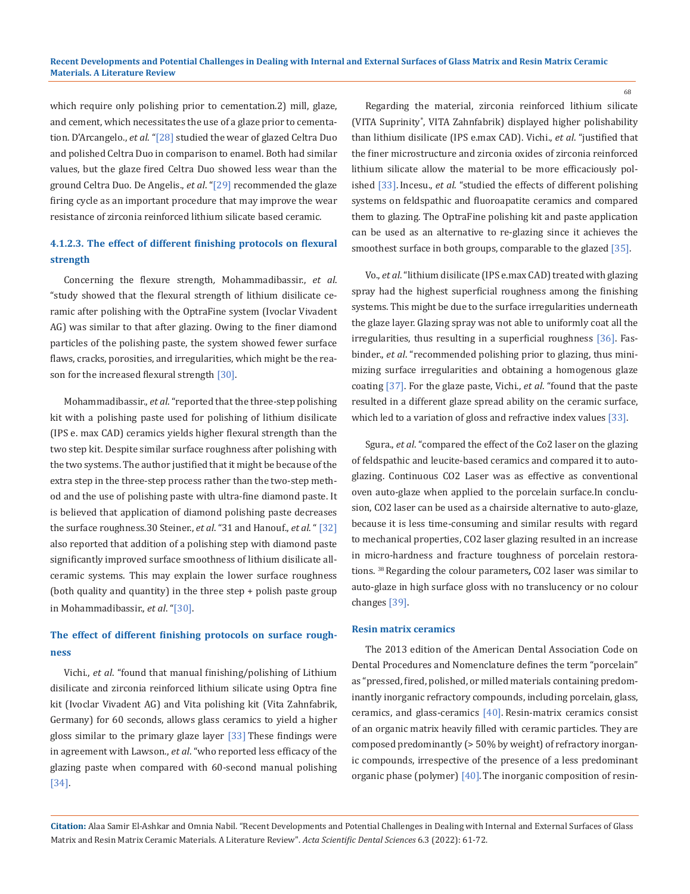which require only polishing prior to cementation.2) mill, glaze, and cement, which necessitates the use of a glaze prior to cementation. D'Arcangelo., *et al*. "[28] studied the wear of glazed Celtra Duo and polished Celtra Duo in comparison to enamel. Both had similar values, but the glaze fired Celtra Duo showed less wear than the ground Celtra Duo. De Angelis., *et al*. "[29] recommended the glaze firing cycle as an important procedure that may improve the wear resistance of zirconia reinforced lithium silicate based ceramic.

### 4.1.2.3. The effect of different finishing protocols on flexural strength

Concerning the flexure strength, Mohammadibassir., *et al*. "study showed that the flexural strength of lithium disilicate ceramic after polishing with the OptraFine system (Ivoclar Vivadent AG) was similar to that after glazing. Owing to the finer diamond particles of the polishing paste, the system showed fewer surface flaws, cracks, porosities, and irregularities, which might be the reason for the increased flexural strength [30].

Mohammadibassir., *et al*. "reported that the three-step polishing kit with a polishing paste used for polishing of lithium disilicate (IPS e. max CAD) ceramics yields higher flexural strength than the two step kit. Despite similar surface roughness after polishing with the two systems. The author justified that it might be because of the extra step in the three-step process rather than the two-step method and the use of polishing paste with ultra-fine diamond paste. It is believed that application of diamond polishing paste decreases the surface roughness.30 Steiner., *et al*. "31 and Hanouf., *et al*. " [32] also reported that addition of a polishing step with diamond paste significantly improved surface smoothness of lithium disilicate all-ceramic systems. This may explain the lower surface roughness (both quality and quantity) in the three step + polish paste group in Mohammadibassir., *et al*. "[30].

### The effect of different finishing protocols on surface roughness

Vichi., *et al*. "found that manual finishing/polishing of Lithium disilicate and zirconia reinforced lithium silicate using Optra fine kit (Ivoclar Vivadent AG) and Vita polishing kit (Vita Zahnfabrik, Germany) for 60 seconds, allows glass ceramics to yield a higher gloss similar to the primary glaze layer [33] These findings were in agreement with Lawson., *et al*. "who reported less efficacy of the glazing paste when compared with 60-second manual polishing [34].

Regarding the material, zirconia reinforced lithium silicate (VITA Suprinity®, VITA Zahnfabrik) displayed higher polishability than lithium disilicate (IPS e.max CAD). Vichi., *et al*. "justified that the finer microstructure and zirconia oxides of zirconia reinforced lithium silicate allow the material to be more efficaciously polished [33]. Incesu., *et al*. "studied the effects of different polishing systems on feldspathic and fluoroapatite ceramics and compared them to glazing. The OptraFine polishing kit and paste application can be used as an alternative to re-glazing since it achieves the smoothest surface in both groups, comparable to the glazed [35].

Vo., *et al*. "lithium disilicate (IPS e.max CAD) treated with glazing spray had the highest superficial roughness among the finishing systems. This might be due to the surface irregularities underneath the glaze layer. Glazing spray was not able to uniformly coat all the irregularities, thus resulting in a superficial roughness [36]. Fasbinder., *et al*. "recommended polishing prior to glazing, thus minimizing surface irregularities and obtaining a homogenous glaze coating [37]. For the glaze paste, Vichi., *et al*. "found that the paste resulted in a different glaze spread ability on the ceramic surface, which led to a variation of gloss and refractive index values [33].

Sgura., *et al*. "compared the effect of the $CO_2$ laser on the glazing of feldspathic and leucite-based ceramics and compared it to auto-glazing. Continuous $CO_2$ Laser was as effective as conventional oven auto-glaze when applied to the porcelain surface.In conclusion, $CO_2$ laser can be used as a chairside alternative to auto-glaze, because it is less time-consuming and similar results with regard to mechanical properties, $CO_2$ laser glazing resulted in an increase in micro-hardness and fracture toughness of porcelain restorations. [38] Regarding the colour parameters, $CO_2$ laser was similar to auto-glaze in high surface gloss with no translucency or no colour changes [39].

### Resin matrix ceramics

The 2013 edition of the American Dental Association Code on Dental Procedures and Nomenclature defines the term "porcelain" as "pressed, fired, polished, or milled materials containing predominantly inorganic refractory compounds, including porcelain, glass, ceramics, and glass-ceramics [40]. Resin-matrix ceramics consist of an organic matrix heavily filled with ceramic particles. They are composed predominantly (> 50% by weight) of refractory inorganic compounds, irrespective of the presence of a less predominant organic phase (polymer) [40]. The inorganic composition of resin-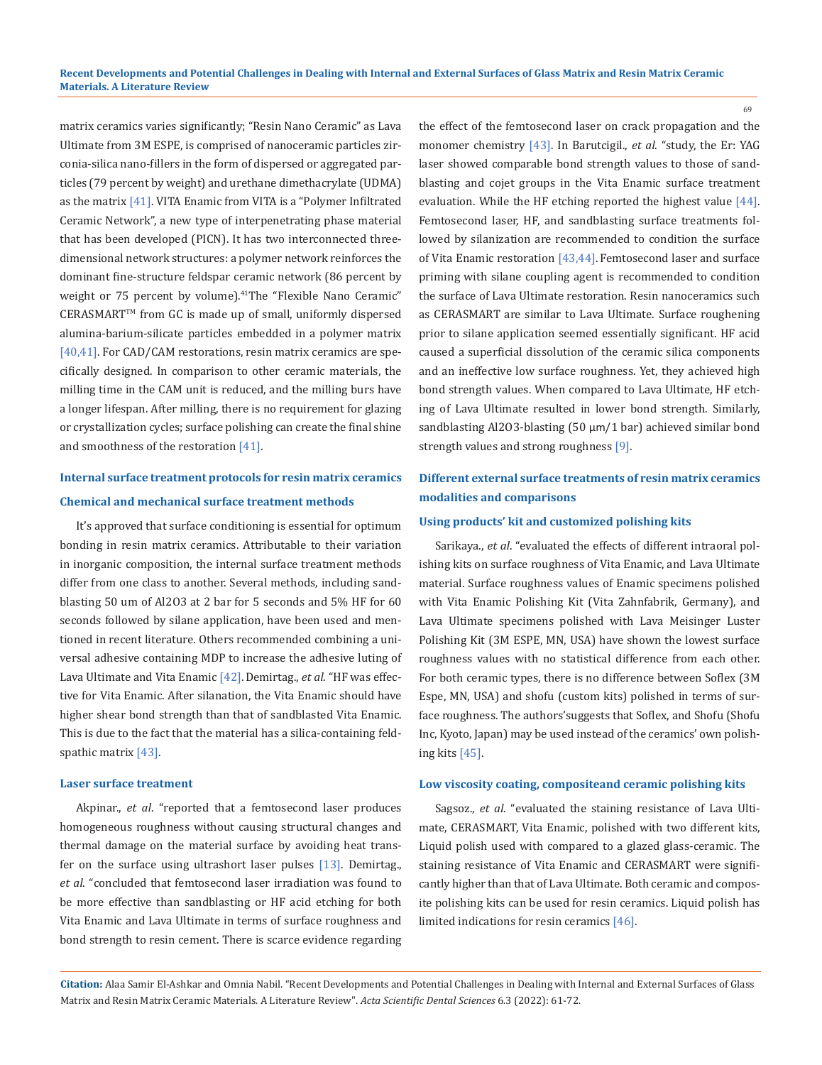matrix ceramics varies significantly; "Resin Nano Ceramic" as Lava Ultimate from 3M ESPE, is comprised of nanoceramic particles zirconia-silica nano-fillers in the form of dispersed or aggregated particles (79 percent by weight) and urethane dimethacrylate (UDMA) as the matrix [41]. VITA Enamic from VITA is a "Polymer Infiltrated Ceramic Network", a new type of interpenetrating phase material that has been developed (PICN). It has two interconnected three-dimensional network structures: a polymer network reinforces the dominant fine-structure feldspar ceramic network (86 percent by weight or 75 percent by volume).[41]The "Flexible Nano Ceramic" CERASMART™ from GC is made up of small, uniformly dispersed alumina-barium-silicate particles embedded in a polymer matrix [40,41]. For CAD/CAM restorations, resin matrix ceramics are specifically designed. In comparison to other ceramic materials, the milling time in the CAM unit is reduced, and the milling burs have a longer lifespan. After milling, there is no requirement for glazing or crystallization cycles; surface polishing can create the final shine and smoothness of the restoration [41].

## Internal surface treatment protocols for resin matrix ceramics

### Chemical and mechanical surface treatment methods

It's approved that surface conditioning is essential for optimum bonding in resin matrix ceramics. Attributable to their variation in inorganic composition, the internal surface treatment methods differ from one class to another. Several methods, including sandblasting 50 um of Al2O3 at 2 bar for 5 seconds and 5% HF for 60 seconds followed by silane application, have been used and mentioned in recent literature. Others recommended combining a universal adhesive containing MDP to increase the adhesive luting of Lava Ultimate and Vita Enamic [42]. Demirtag., *et al*. "HF was effective for Vita Enamic. After silanation, the Vita Enamic should have higher shear bond strength than that of sandblasted Vita Enamic. This is due to the fact that the material has a silica-containing feldspathic matrix [43].

### Laser surface treatment

Akpinar., *et al*. "reported that a femtosecond laser produces homogeneous roughness without causing structural changes and thermal damage on the material surface by avoiding heat transfer on the surface using ultrashort laser pulses [13]. Demirtag., *et al*. "concluded that femtosecond laser irradiation was found to be more effective than sandblasting or HF acid etching for both Vita Enamic and Lava Ultimate in terms of surface roughness and bond strength to resin cement. There is scarce evidence regarding the effect of the femtosecond laser on crack propagation and the monomer chemistry [43]. In Barutcigil., *et al*. "study, the Er: YAG laser showed comparable bond strength values to those of sandblasting and cojet groups in the Vita Enamic surface treatment evaluation. While the HF etching reported the highest value [44]. Femtosecond laser, HF, and sandblasting surface treatments followed by silanization are recommended to condition the surface of Vita Enamic restoration [43,44]. Femtosecond laser and surface priming with silane coupling agent is recommended to condition the surface of Lava Ultimate restoration. Resin nanoceramics such as CERASMART are similar to Lava Ultimate. Surface roughening prior to silane application seemed essentially significant. HF acid caused a superficial dissolution of the ceramic silica components and an ineffective low surface roughness. Yet, they achieved high bond strength values. When compared to Lava Ultimate, HF etching of Lava Ultimate resulted in lower bond strength. Similarly, sandblasting Al2O3-blasting (50 µm/1 bar) achieved similar bond strength values and strong roughness [9].

## Different external surface treatments of resin matrix ceramics modalities and comparisons

### Using products' kit and customized polishing kits

Sarikaya., *et al*. "evaluated the effects of different intraoral polishing kits on surface roughness of Vita Enamic, and Lava Ultimate material. Surface roughness values of Enamic specimens polished with Vita Enamic Polishing Kit (Vita Zahnfabrik, Germany), and Lava Ultimate specimens polished with Lava Meisinger Luster Polishing Kit (3M ESPE, MN, USA) have shown the lowest surface roughness values with no statistical difference from each other. For both ceramic types, there is no difference between Soflex (3M Espe, MN, USA) and shofu (custom kits) polished in terms of surface roughness. The authors'suggests that Soflex, and Shofu (Shofu Inc, Kyoto, Japan) may be used instead of the ceramics' own polishing kits [45].

### Low viscosity coating, compositeand ceramic polishing kits

Sagsoz., *et al*. "evaluated the staining resistance of Lava Ultimate, CERASMART, Vita Enamic, polished with two different kits, Liquid polish used with compared to a glazed glass-ceramic. The staining resistance of Vita Enamic and CERASMART were significantly higher than that of Lava Ultimate. Both ceramic and composite polishing kits can be used for resin ceramics. Liquid polish has limited indications for resin ceramics [46].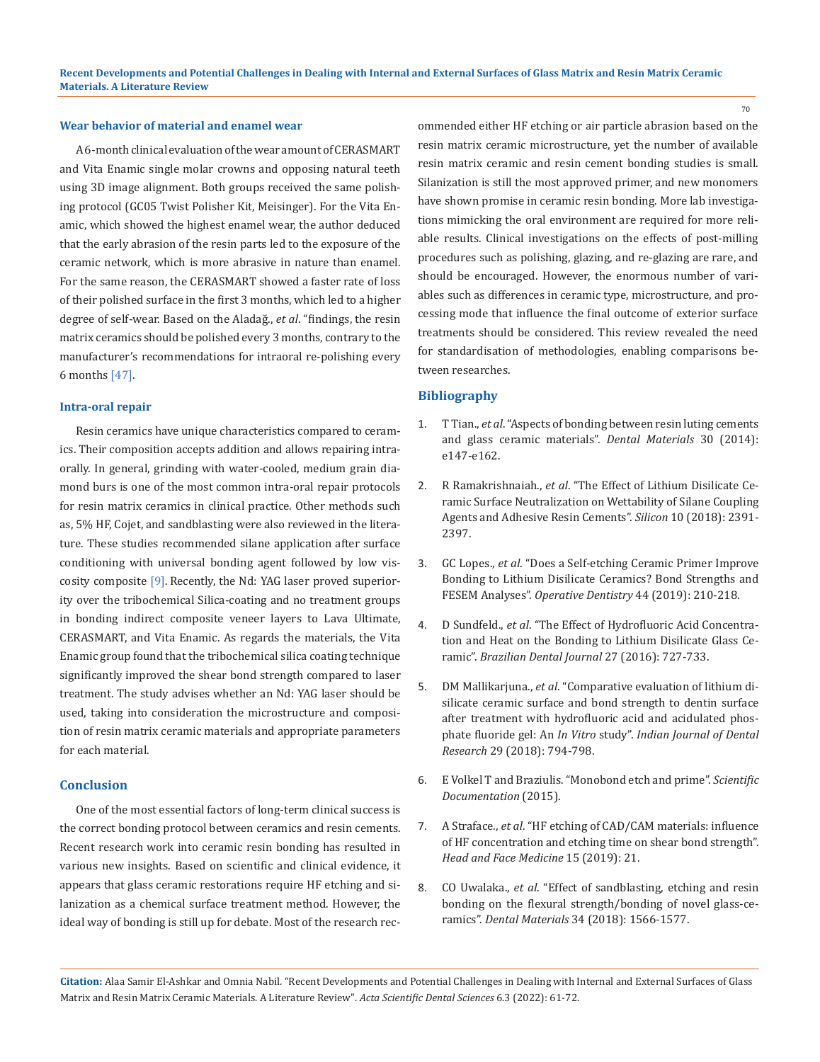### Wear behavior of material and enamel wear

A 6-month clinical evaluation of the wear amount of CERASMART and Vita Enamic single molar crowns and opposing natural teeth using 3D image alignment. Both groups received the same polishing protocol (GC05 Twist Polisher Kit, Meisinger). For the Vita Enamic, which showed the highest enamel wear, the author deduced that the early abrasion of the resin parts led to the exposure of the ceramic network, which is more abrasive in nature than enamel. For the same reason, the CERASMART showed a faster rate of loss of their polished surface in the first 3 months, which led to a higher degree of self-wear. Based on the Aladağ., *et al*. "findings, the resin matrix ceramics should be polished every 3 months, contrary to the manufacturer's recommendations for intraoral re-polishing every 6 months [47].

### Intra-oral repair

Resin ceramics have unique characteristics compared to ceramics. Their composition accepts addition and allows repairing intraorally. In general, grinding with water-cooled, medium grain diamond burs is one of the most common intra-oral repair protocols for resin matrix ceramics in clinical practice. Other methods such as, 5% HF, Cojet, and sandblasting were also reviewed in the literature. These studies recommended silane application after surface conditioning with universal bonding agent followed by low viscosity composite [9]. Recently, the Nd: YAG laser proved superiority over the tribochemical Silica-coating and no treatment groups in bonding indirect composite veneer layers to Lava Ultimate, CERASMART, and Vita Enamic. As regards the materials, the Vita Enamic group found that the tribochemical silica coating technique significantly improved the shear bond strength compared to laser treatment. The study advises whether an Nd: YAG laser should be used, taking into consideration the microstructure and composition of resin matrix ceramic materials and appropriate parameters for each material.

## Conclusion

One of the most essential factors of long-term clinical success is the correct bonding protocol between ceramics and resin cements. Recent research work into ceramic resin bonding has resulted in various new insights. Based on scientific and clinical evidence, it appears that glass ceramic restorations require HF etching and silanization as a chemical surface treatment method. However, the ideal way of bonding is still up for debate. Most of the research recommended either HF etching or air particle abrasion based on the resin matrix ceramic microstructure, yet the number of available resin matrix ceramic and resin cement bonding studies is small. Silanization is still the most approved primer, and new monomers have shown promise in ceramic resin bonding. More lab investigations mimicking the oral environment are required for more reliable results. Clinical investigations on the effects of post-milling procedures such as polishing, glazing, and re-glazing are rare, and should be encouraged. However, the enormous number of variables such as differences in ceramic type, microstructure, and processing mode that influence the final outcome of exterior surface treatments should be considered. This review revealed the need for standardisation of methodologies, enabling comparisons between researches.

## Bibliography

1. T Tian., *et al*. "Aspects of bonding between resin luting cements and glass ceramic materials". *Dental Materials* 30 (2014): e147-e162.
2. R Ramakrishnaiah., *et al*. "The Effect of Lithium Disilicate Ceramic Surface Neutralization on Wettability of Silane Coupling Agents and Adhesive Resin Cements". *Silicon* 10 (2018): 2391-2397.
3. GC Lopes., *et al*. "Does a Self-etching Ceramic Primer Improve Bonding to Lithium Disilicate Ceramics? Bond Strengths and FESEM Analyses". *Operative Dentistry* 44 (2019): 210-218.
4. D Sundfeld., *et al*. "The Effect of Hydrofluoric Acid Concentration and Heat on the Bonding to Lithium Disilicate Glass Ceramic". *Brazilian Dental Journal* 27 (2016): 727-733.
5. DM Mallikarjuna., *et al*. "Comparative evaluation of lithium disilicate ceramic surface and bond strength to dentin surface after treatment with hydrofluoric acid and acidulated phosphate fluoride gel: An *In Vitro* study". *Indian Journal of Dental Research* 29 (2018): 794-798.
6. E Volkel T and Braziulis. "Monobond etch and prime". *Scientific Documentation* (2015).
7. A Straface., *et al*. "HF etching of CAD/CAM materials: influence of HF concentration and etching time on shear bond strength". *Head and Face Medicine* 15 (2019): 21.
8. CO Uwalaka., *et al*. "Effect of sandblasting, etching and resin bonding on the flexural strength/bonding of novel glass-ceramics". *Dental Materials* 34 (2018): 1566-1577.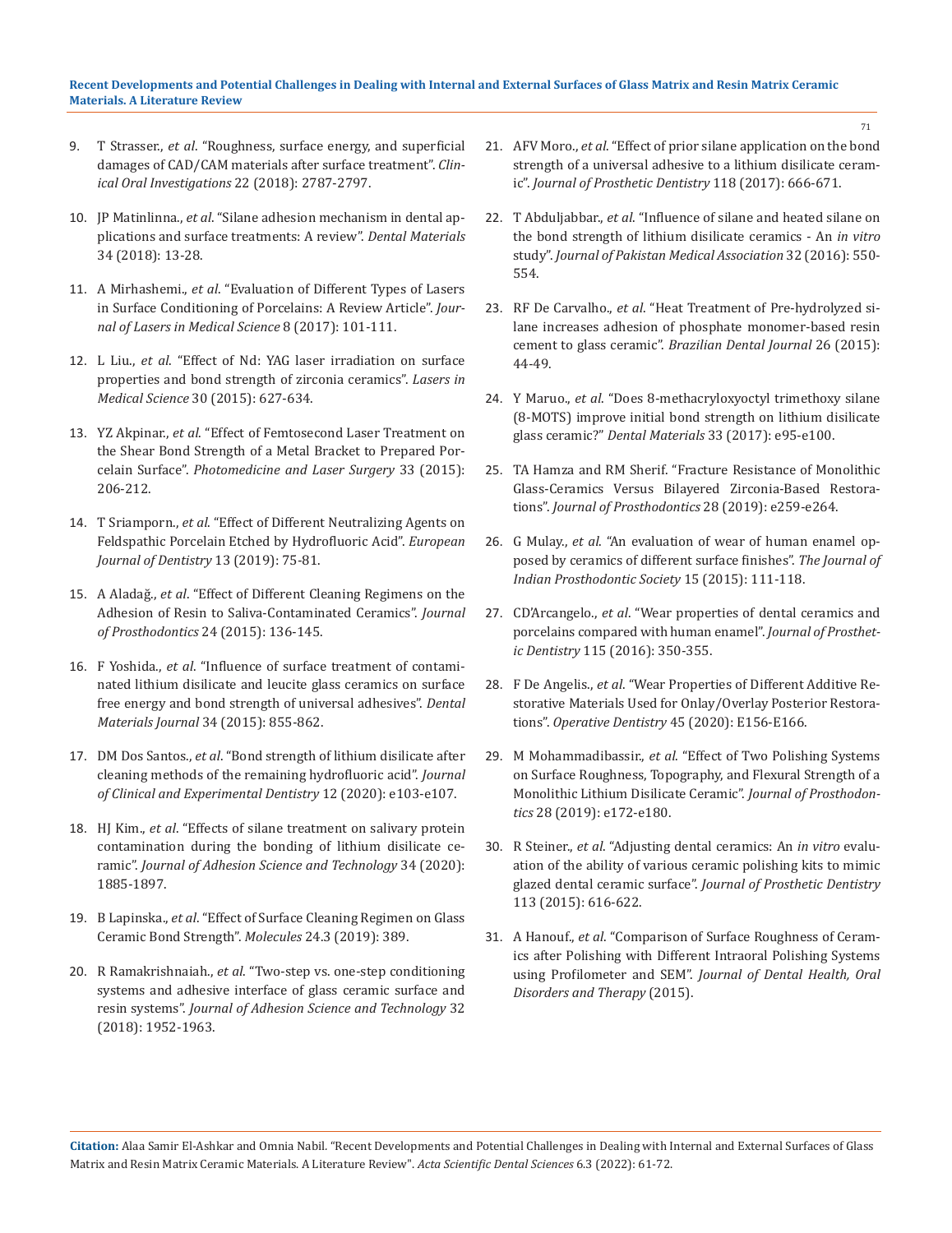9. T Strasser., *et al*. "Roughness, surface energy, and superficial damages of CAD/CAM materials after surface treatment". *Clinical Oral Investigations* 22 (2018): 2787-2797.
10. JP Matinlinna., *et al*. "Silane adhesion mechanism in dental applications and surface treatments: A review". *Dental Materials* 34 (2018): 13-28.
11. A Mirhashemi., *et al*. "Evaluation of Different Types of Lasers in Surface Conditioning of Porcelains: A Review Article". *Journal of Lasers in Medical Science* 8 (2017): 101-111.
12. L Liu., *et al*. "Effect of Nd: YAG laser irradiation on surface properties and bond strength of zirconia ceramics". *Lasers in Medical Science* 30 (2015): 627-634.
13. YZ Akpinar., *et al*. "Effect of Femtosecond Laser Treatment on the Shear Bond Strength of a Metal Bracket to Prepared Porcelain Surface". *Photomedicine and Laser Surgery* 33 (2015): 206-212.
14. T Sriamporn., *et al*. "Effect of Different Neutralizing Agents on Feldspathic Porcelain Etched by Hydrofluoric Acid". *European Journal of Dentistry* 13 (2019): 75-81.
15. A Aladağ., *et al*. "Effect of Different Cleaning Regimens on the Adhesion of Resin to Saliva-Contaminated Ceramics". *Journal of Prosthodontics* 24 (2015): 136-145.
16. F Yoshida., *et al*. "Influence of surface treatment of contaminated lithium disilicate and leucite glass ceramics on surface free energy and bond strength of universal adhesives". *Dental Materials Journal* 34 (2015): 855-862.
17. DM Dos Santos., *et al*. "Bond strength of lithium disilicate after cleaning methods of the remaining hydrofluoric acid". *Journal of Clinical and Experimental Dentistry* 12 (2020): e103-e107.
18. HJ Kim., *et al*. "Effects of silane treatment on salivary protein contamination during the bonding of lithium disilicate ceramic". *Journal of Adhesion Science and Technology* 34 (2020): 1885-1897.
19. B Lapinska., *et al*. "Effect of Surface Cleaning Regimen on Glass Ceramic Bond Strength". *Molecules* 24.3 (2019): 389.
20. R Ramakrishnaiah., *et al*. "Two-step vs. one-step conditioning systems and adhesive interface of glass ceramic surface and resin systems". *Journal of Adhesion Science and Technology* 32 (2018): 1952-1963.
21. AFV Moro., *et al*. "Effect of prior silane application on the bond strength of a universal adhesive to a lithium disilicate ceramic". *Journal of Prosthetic Dentistry* 118 (2017): 666-671.
22. T Abduljabbar., *et al*. "Influence of silane and heated silane on the bond strength of lithium disilicate ceramics - An *in vitro* study". *Journal of Pakistan Medical Association* 32 (2016): 550-554.
23. RF De Carvalho., *et al*. "Heat Treatment of Pre-hydrolyzed silane increases adhesion of phosphate monomer-based resin cement to glass ceramic". *Brazilian Dental Journal* 26 (2015): 44-49.
24. Y Maruo., *et al*. "Does 8-methacryloxyoctyl trimethoxy silane (8-MOTS) improve initial bond strength on lithium disilicate glass ceramic?" *Dental Materials* 33 (2017): e95-e100.
25. TA Hamza and RM Sherif. "Fracture Resistance of Monolithic Glass-Ceramics Versus Bilayered Zirconia-Based Restorations". *Journal of Prosthodontics* 28 (2019): e259-e264.
26. G Mulay., *et al*. "An evaluation of wear of human enamel opposed by ceramics of different surface finishes". *The Journal of Indian Prosthodontic Society* 15 (2015): 111-118.
27. CD'Arcangelo., *et al*. "Wear properties of dental ceramics and porcelains compared with human enamel". *Journal of Prosthetic Dentistry* 115 (2016): 350-355.
28. F De Angelis., *et al*. "Wear Properties of Different Additive Restorative Materials Used for Onlay/Overlay Posterior Restorations". *Operative Dentistry* 45 (2020): E156-E166.
29. M Mohammadibassir., *et al*. "Effect of Two Polishing Systems on Surface Roughness, Topography, and Flexural Strength of a Monolithic Lithium Disilicate Ceramic". *Journal of Prosthodontics* 28 (2019): e172-e180.
30. R Steiner., *et al*. "Adjusting dental ceramics: An *in vitro* evaluation of the ability of various ceramic polishing kits to mimic glazed dental ceramic surface". *Journal of Prosthetic Dentistry* 113 (2015): 616-622.
31. A Hanouf., *et al*. "Comparison of Surface Roughness of Ceramics after Polishing with Different Intraoral Polishing Systems using Profilometer and SEM". *Journal of Dental Health, Oral Disorders and Therapy* (2015).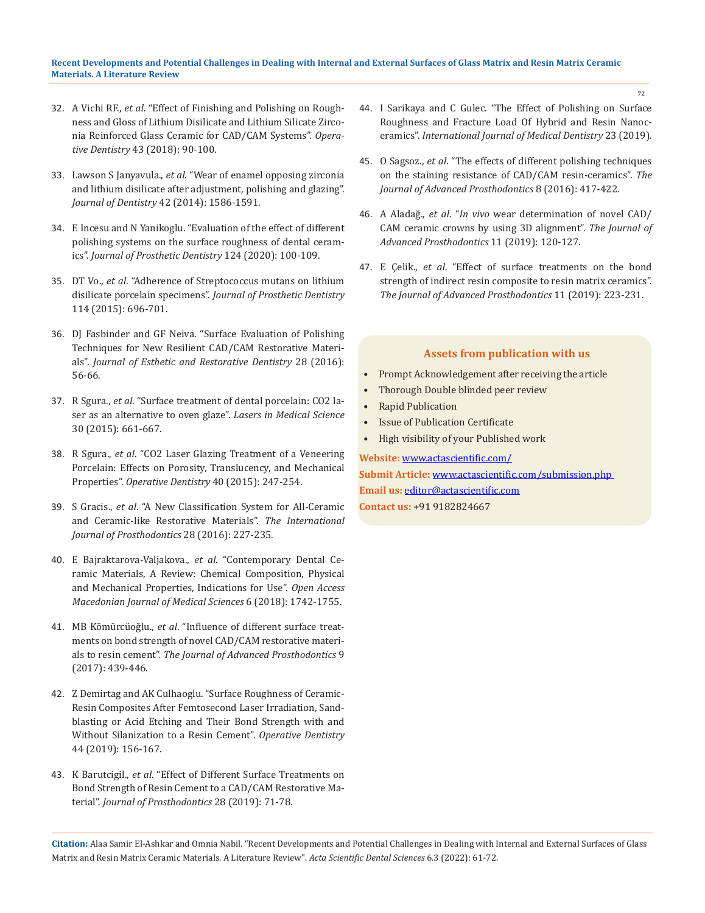32. A Vichi RF., *et al*. "Effect of Finishing and Polishing on Roughness and Gloss of Lithium Disilicate and Lithium Silicate Zirconia Reinforced Glass Ceramic for CAD/CAM Systems". *Operative Dentistry* 43 (2018): 90-100.

33. Lawson S Janyavula., *et al*. "Wear of enamel opposing zirconia and lithium disilicate after adjustment, polishing and glazing". *Journal of Dentistry* 42 (2014): 1586-1591.

34. E Incesu and N Yanikoglu. "Evaluation of the effect of different polishing systems on the surface roughness of dental ceramics". *Journal of Prosthetic Dentistry* 124 (2020): 100-109.

35. DT Vo., *et al*. "Adherence of Streptococcus mutans on lithium disilicate porcelain specimens". *Journal of Prosthetic Dentistry* 114 (2015): 696-701.

36. DJ Fasbinder and GF Neiva. "Surface Evaluation of Polishing Techniques for New Resilient CAD/CAM Restorative Materials". *Journal of Esthetic and Restorative Dentistry* 28 (2016): 56-66.

37. R Sgura., *et al*. "Surface treatment of dental porcelain: CO2 laser as an alternative to oven glaze". *Lasers in Medical Science* 30 (2015): 661-667.

38. R Sgura., *et al*. "CO2 Laser Glazing Treatment of a Veneering Porcelain: Effects on Porosity, Translucency, and Mechanical Properties". *Operative Dentistry* 40 (2015): 247-254.

39. S Gracis., *et al*. "A New Classification System for All-Ceramic and Ceramic-like Restorative Materials". *The International Journal of Prosthodontics* 28 (2016): 227-235.

40. E Bajraktarova-Valjakova., *et al*. "Contemporary Dental Ceramic Materials, A Review: Chemical Composition, Physical and Mechanical Properties, Indications for Use". *Open Access Macedonian Journal of Medical Sciences* 6 (2018): 1742-1755.

41. MB Kömürcüoğlu., *et al*. "Influence of different surface treatments on bond strength of novel CAD/CAM restorative materials to resin cement". *The Journal of Advanced Prosthodontics* 9 (2017): 439-446.

42. Z Demirtag and AK Culhaoglu. "Surface Roughness of Ceramic-Resin Composites After Femtosecond Laser Irradiation, Sandblasting or Acid Etching and Their Bond Strength with and Without Silanization to a Resin Cement". *Operative Dentistry* 44 (2019): 156-167.

43. K Barutcigil., *et al*. "Effect of Different Surface Treatments on Bond Strength of Resin Cement to a CAD/CAM Restorative Material". *Journal of Prosthodontics* 28 (2019): 71-78.

44. I Sarikaya and C Gulec. "The Effect of Polishing on Surface Roughness and Fracture Load Of Hybrid and Resin Nanoceramics". *International Journal of Medical Dentistry* 23 (2019).

45. O Sagsoz., *et al*. "The effects of different polishing techniques on the staining resistance of CAD/CAM resin-ceramics". *The Journal of Advanced Prosthodontics* 8 (2016): 417-422.

46. A Aladağ., *et al*. "*In vivo* wear determination of novel CAD/CAM ceramic crowns by using 3D alignment". *The Journal of Advanced Prosthodontics* 11 (2019): 120-127.

47. E Çelik., *et al*. "Effect of surface treatments on the bond strength of indirect resin composite to resin matrix ceramics". *The Journal of Advanced Prosthodontics* 11 (2019): 223-231.

**Assets from publication with us**

- Prompt Acknowledgement after receiving the article
- Thorough Double blinded peer review
- Rapid Publication
- Issue of Publication Certificate
- High visibility of your Published work

**Website:** www.actascientific.com/

**Submit Article:** www.actascientific.com/submission.php

**Email us:** editor@actascientific.com

**Contact us:** +91 9182824667